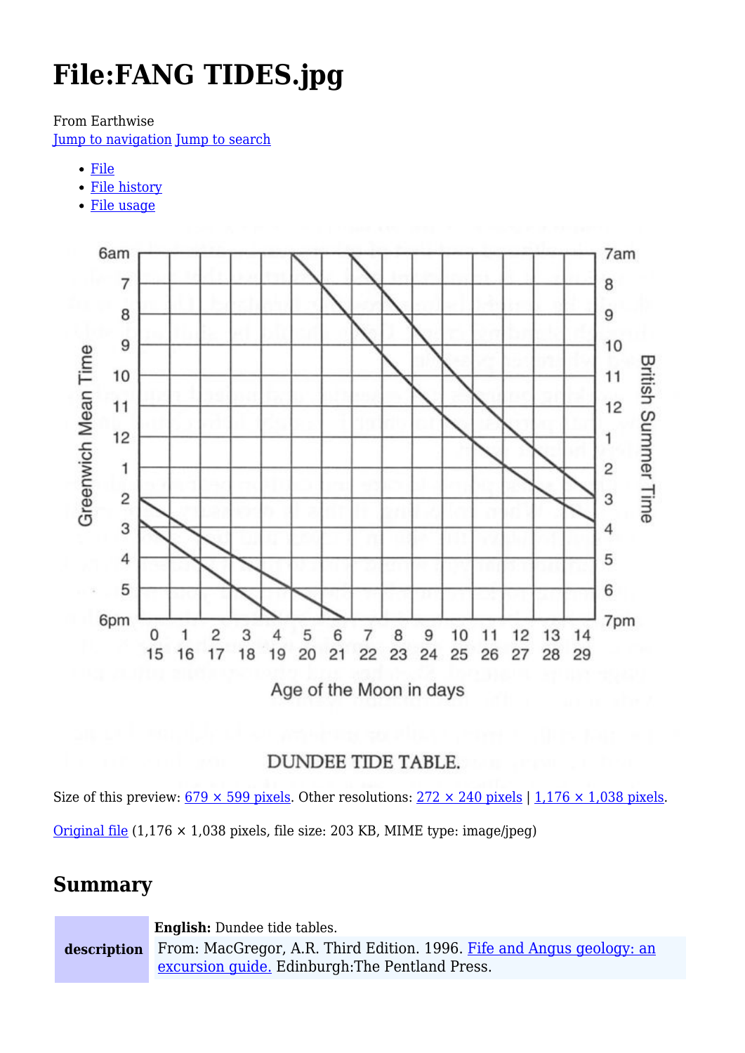# File:FANG TIDES.jpg

From Earthwise

Jump to navigation Jump to search

- File
- File history
- File usage

Size of this preview: 679 × 599 pixels. Other resolutions: 272 × 240 pixels | 1,176 × 1,038 pixels.

Original file (1,176 × 1,038 pixels, file size: 203 KB, MIME type: image/jpeg)

## Summary

| description | **English:** Dundee tide tables. From: MacGregor, A.R. Third Edition. 1996. Fife and Angus geology: an excursion guide. Edinburgh:The Pentland Press. |
|---|---|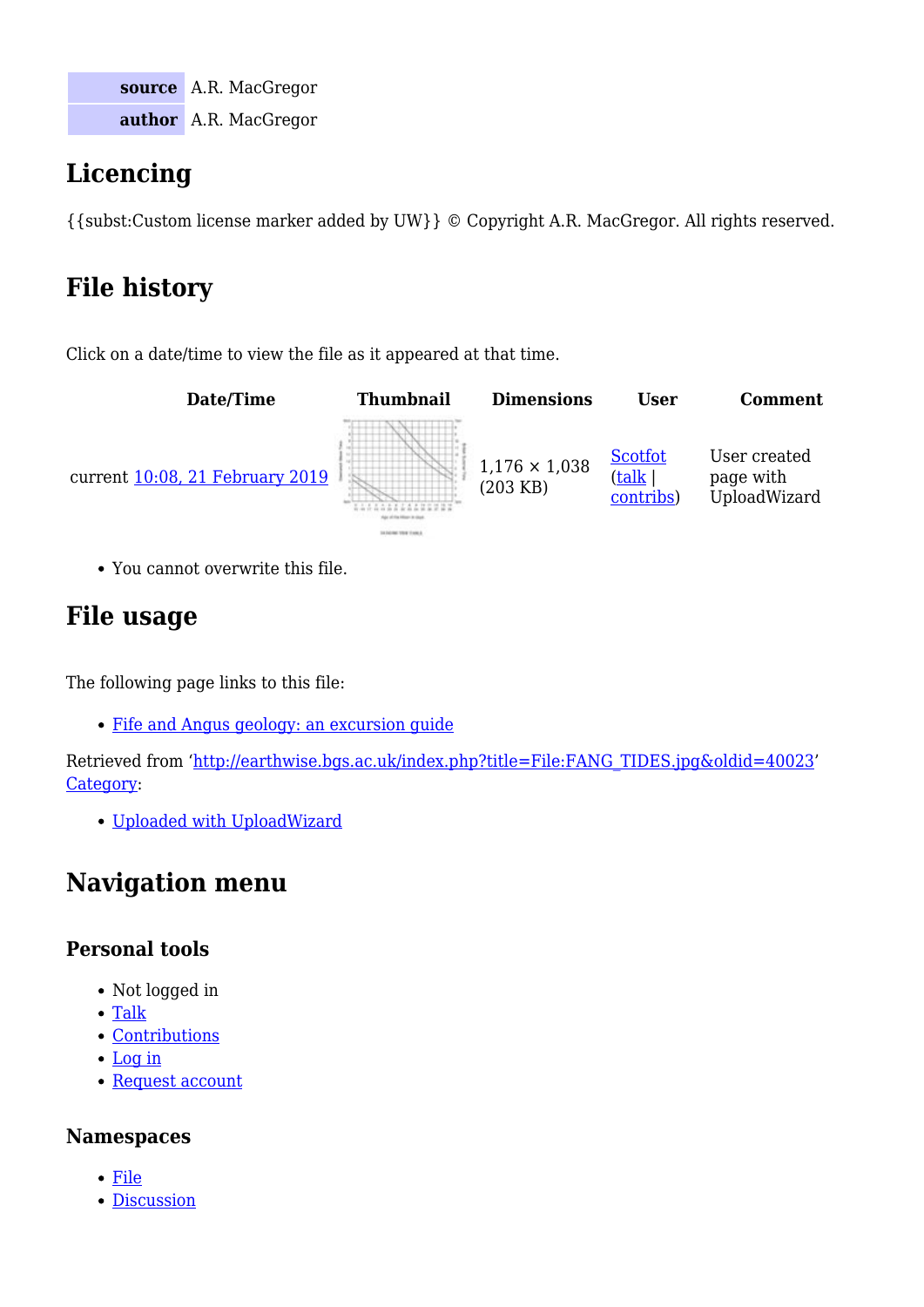| source | A.R. MacGregor |
| --- | --- |
| author | A.R. MacGregor |

## Licencing

{{subst:Custom license marker added by UW}} © Copyright A.R. MacGregor. All rights reserved.

## File history

Click on a date/time to view the file as it appeared at that time.

| Date/Time | Thumbnail | Dimensions | User | Comment |
| --- | --- | --- | --- | --- |
| current 10:08, 21 February 2019 | | 1,176 × 1,038 (203 KB) | Scotfot (talk \| contribs) | User created page with UploadWizard |

- You cannot overwrite this file.

## File usage

The following page links to this file:

- Fife and Angus geology: an excursion guide

Retrieved from 'http://earthwise.bgs.ac.uk/index.php?title=File:FANG_TIDES.jpg&oldid=40023'
Category:

- Uploaded with UploadWizard

## Navigation menu

### Personal tools

- Not logged in
- Talk
- Contributions
- Log in
- Request account

### Namespaces

- File
- Discussion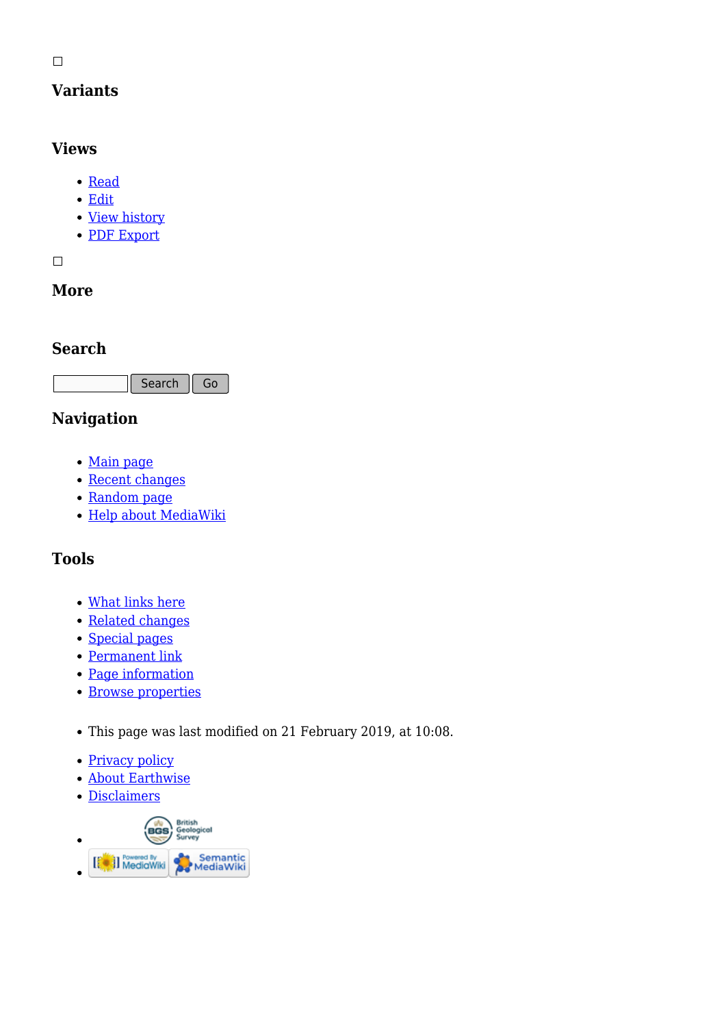## Variants

## Views

- Read
- Edit
- View history
- PDF Export

## More

## Search

Search Go

## Navigation

- Main page
- Recent changes
- Random page
- Help about MediaWiki

## Tools

- What links here
- Related changes
- Special pages
- Permanent link
- Page information
- Browse properties

- This page was last modified on 21 February 2019, at 10:08.

- Privacy policy
- About Earthwise
- Disclaimers